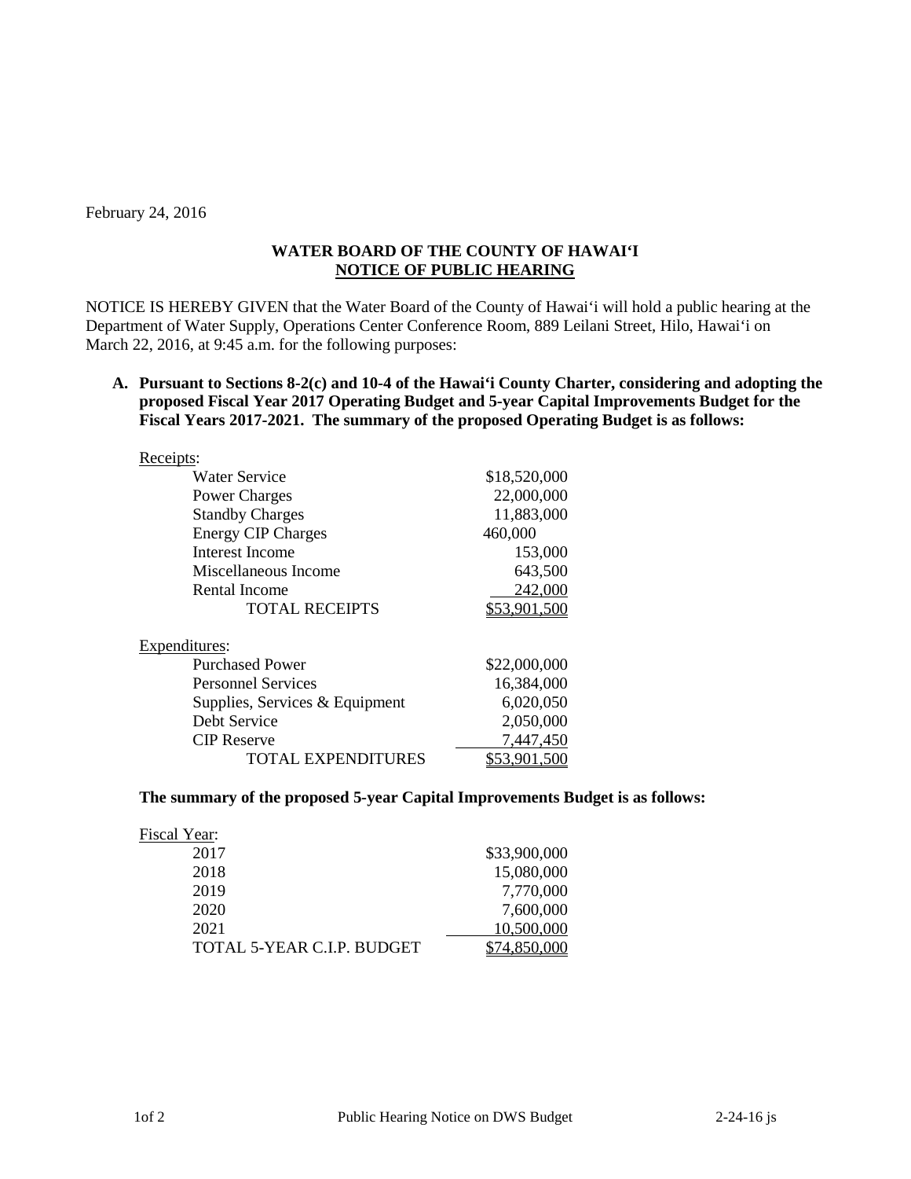February 24, 2016

**WATER BOARD OF THE COUNTY OF HAWAIʻI**
**NOTICE OF PUBLIC HEARING**

NOTICE IS HEREBY GIVEN that the Water Board of the County of Hawaiʻi will hold a public hearing at the Department of Water Supply, Operations Center Conference Room, 889 Leilani Street, Hilo, Hawaiʻi on March 22, 2016, at 9:45 a.m. for the following purposes:

**A. Pursuant to Sections 8-2(c) and 10-4 of the Hawaiʻi County Charter, considering and adopting the proposed Fiscal Year 2017 Operating Budget and 5-year Capital Improvements Budget for the Fiscal Years 2017-2021. The summary of the proposed Operating Budget is as follows:**

| | |
|---|---|
| Receipts: | |
| Water Service | $18,520,000 |
| Power Charges | 22,000,000 |
| Standby Charges | 11,883,000 |
| Energy CIP Charges | 460,000 |
| Interest Income | 153,000 |
| Miscellaneous Income | 643,500 |
| Rental Income | 242,000 |
| TOTAL RECEIPTS | $53,901,500 |
| Expenditures: | |
| Purchased Power | $22,000,000 |
| Personnel Services | 16,384,000 |
| Supplies, Services & Equipment | 6,020,050 |
| Debt Service | 2,050,000 |
| CIP Reserve | 7,447,450 |
| TOTAL EXPENDITURES | $53,901,500 |

**The summary of the proposed 5-year Capital Improvements Budget is as follows:**

| | |
|---|---|
| Fiscal Year: | |
| 2017 | $33,900,000 |
| 2018 | 15,080,000 |
| 2019 | 7,770,000 |
| 2020 | 7,600,000 |
| 2021 | 10,500,000 |
| TOTAL 5-YEAR C.I.P. BUDGET | $74,850,000 |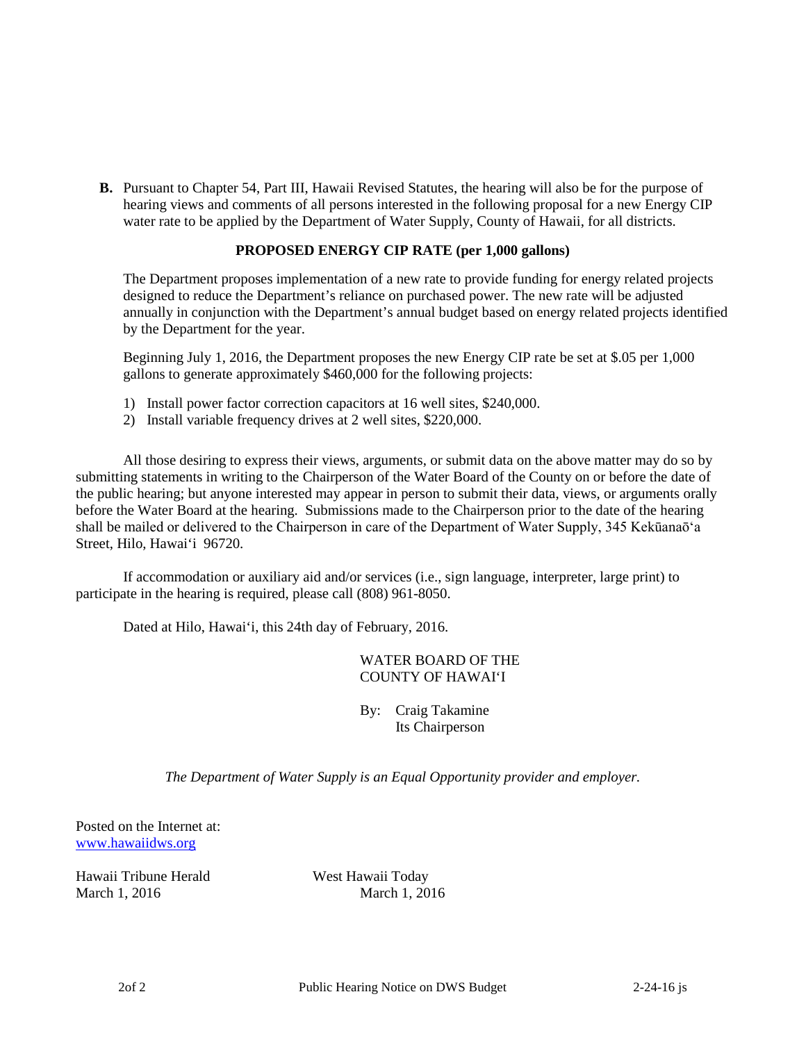**B.** Pursuant to Chapter 54, Part III, Hawaii Revised Statutes, the hearing will also be for the purpose of hearing views and comments of all persons interested in the following proposal for a new Energy CIP water rate to be applied by the Department of Water Supply, County of Hawaii, for all districts.

**PROPOSED ENERGY CIP RATE (per 1,000 gallons)**

The Department proposes implementation of a new rate to provide funding for energy related projects designed to reduce the Department's reliance on purchased power. The new rate will be adjusted annually in conjunction with the Department's annual budget based on energy related projects identified by the Department for the year.

Beginning July 1, 2016, the Department proposes the new Energy CIP rate be set at $.05 per 1,000 gallons to generate approximately $460,000 for the following projects:

1) Install power factor correction capacitors at 16 well sites, $240,000.
2) Install variable frequency drives at 2 well sites, $220,000.

All those desiring to express their views, arguments, or submit data on the above matter may do so by submitting statements in writing to the Chairperson of the Water Board of the County on or before the date of the public hearing; but anyone interested may appear in person to submit their data, views, or arguments orally before the Water Board at the hearing. Submissions made to the Chairperson prior to the date of the hearing shall be mailed or delivered to the Chairperson in care of the Department of Water Supply, 345 Kekūanaō'a Street, Hilo, Hawai'i 96720.

If accommodation or auxiliary aid and/or services (i.e., sign language, interpreter, large print) to participate in the hearing is required, please call (808) 961-8050.

Dated at Hilo, Hawai'i, this 24th day of February, 2016.

WATER BOARD OF THE
COUNTY OF HAWAI'I

By: Craig Takamine
Its Chairperson

*The Department of Water Supply is an Equal Opportunity provider and employer.*

Posted on the Internet at:
www.hawaiidws.org

Hawaii Tribune Herald
March 1, 2016

West Hawaii Today
March 1, 2016

Public Hearing Notice on DWS Budget 2-24-16 js